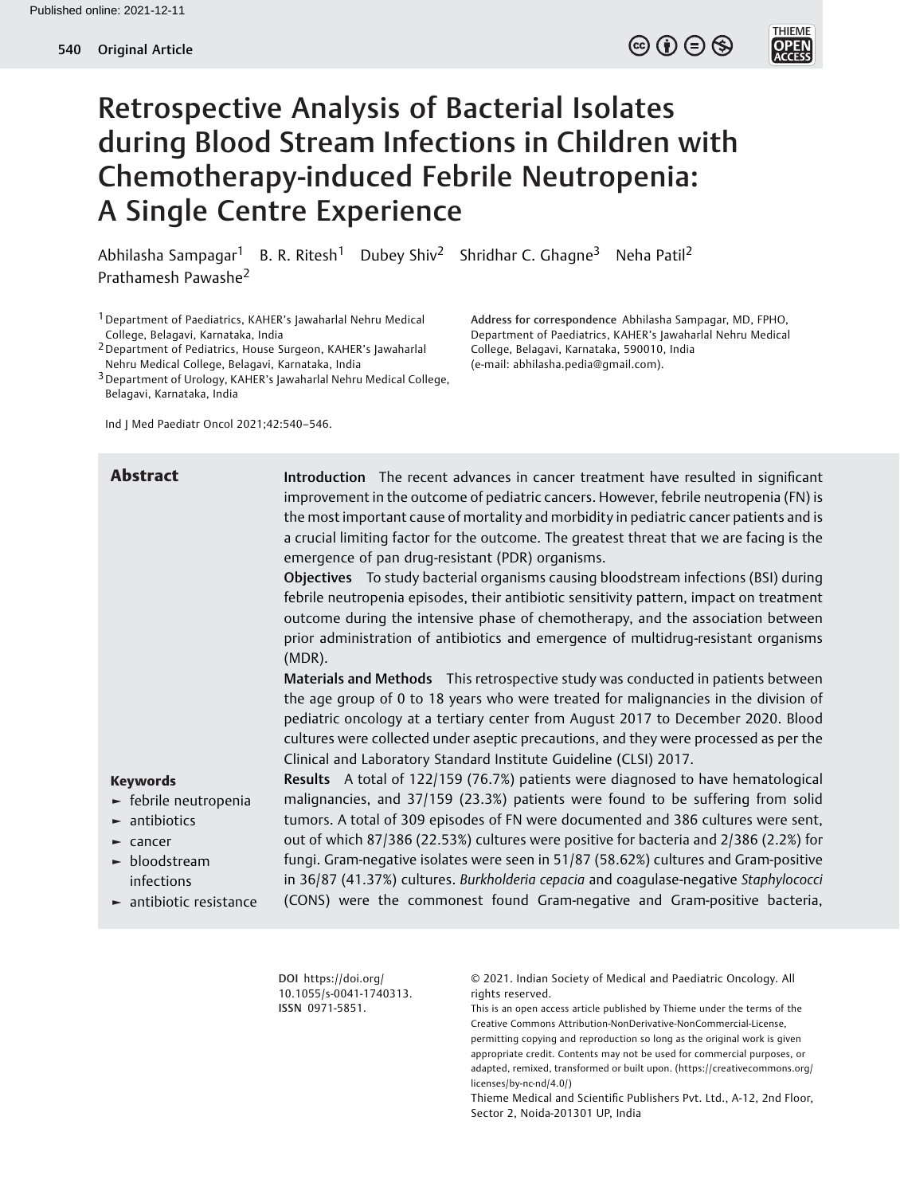# Retrospective Analysis of Bacterial Isolates during Blood Stream Infections in Children with Chemotherapy-induced Febrile Neutropenia: A Single Centre Experience

Abhilasha Sampagar[1] B. R. Ritesh[1] Dubey Shiv[2] Shridhar C. Ghagne[3] Neha Patil[2] Prathamesh Pawashe[2]

[1] Department of Paediatrics, KAHER's Jawaharlal Nehru Medical College, Belagavi, Karnataka, India
[2] Department of Pediatrics, House Surgeon, KAHER's Jawaharlal Nehru Medical College, Belagavi, Karnataka, India
[3] Department of Urology, KAHER's Jawaharlal Nehru Medical College, Belagavi, Karnataka, India

Address for correspondence Abhilasha Sampagar, MD, FPHO, Department of Paediatrics, KAHER's Jawaharlal Nehru Medical College, Belagavi, Karnataka, 590010, India (e-mail: abhilasha.pedia@gmail.com).

Ind J Med Paediatr Oncol 2021;42:540–546.

## Abstract

**Introduction** The recent advances in cancer treatment have resulted in significant improvement in the outcome of pediatric cancers. However, febrile neutropenia (FN) is the most important cause of mortality and morbidity in pediatric cancer patients and is a crucial limiting factor for the outcome. The greatest threat that we are facing is the emergence of pan drug-resistant (PDR) organisms.

**Objectives** To study bacterial organisms causing bloodstream infections (BSI) during febrile neutropenia episodes, their antibiotic sensitivity pattern, impact on treatment outcome during the intensive phase of chemotherapy, and the association between prior administration of antibiotics and emergence of multidrug-resistant organisms (MDR).

**Materials and Methods** This retrospective study was conducted in patients between the age group of 0 to 18 years who were treated for malignancies in the division of pediatric oncology at a tertiary center from August 2017 to December 2020. Blood cultures were collected under aseptic precautions, and they were processed as per the Clinical and Laboratory Standard Institute Guideline (CLSI) 2017.

**Results** A total of 122/159 (76.7%) patients were diagnosed to have hematological malignancies, and 37/159 (23.3%) patients were found to be suffering from solid tumors. A total of 309 episodes of FN were documented and 386 cultures were sent, out of which 87/386 (22.53%) cultures were positive for bacteria and 2/386 (2.2%) for fungi. Gram-negative isolates were seen in 51/87 (58.62%) cultures and Gram-positive in 36/87 (41.37%) cultures. *Burkholderia cepacia* and coagulase-negative *Staphylococci* (CONS) were the commonest found Gram-negative and Gram-positive bacteria,

**Keywords**
- febrile neutropenia
- antibiotics
- cancer
- bloodstream infections
- antibiotic resistance

DOI https://doi.org/10.1055/s-0041-1740313.
ISSN 0971-5851.

© 2021. Indian Society of Medical and Paediatric Oncology. All rights reserved.
This is an open access article published by Thieme under the terms of the Creative Commons Attribution-NonDerivative-NonCommercial-License, permitting copying and reproduction so long as the original work is given appropriate credit. Contents may not be used for commercial purposes, or adapted, remixed, transformed or built upon. (https://creativecommons.org/licenses/by-nc-nd/4.0/)
Thieme Medical and Scientific Publishers Pvt. Ltd., A-12, 2nd Floor, Sector 2, Noida-201301 UP, India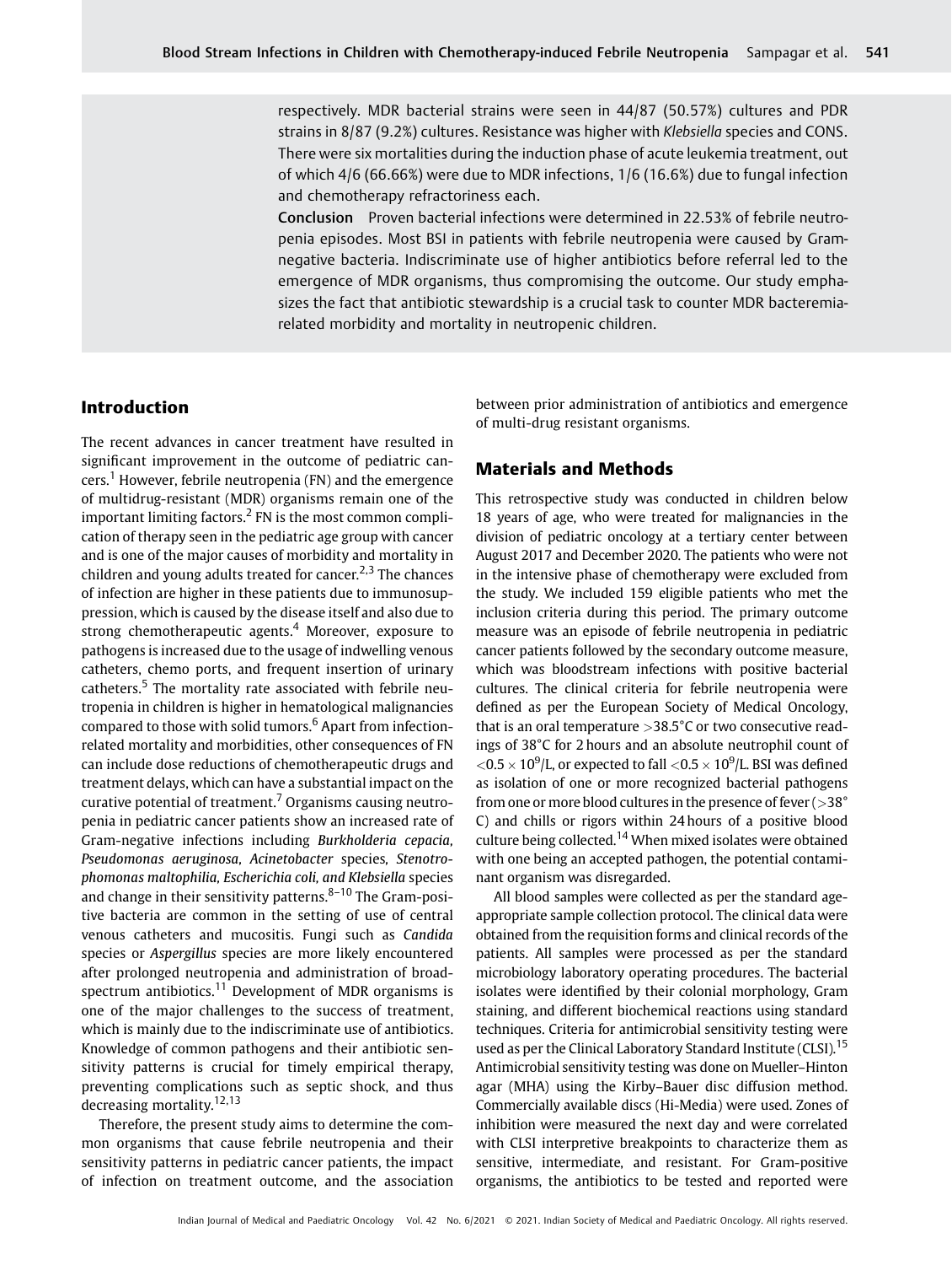respectively. MDR bacterial strains were seen in 44/87 (50.57%) cultures and PDR strains in 8/87 (9.2%) cultures. Resistance was higher with *Klebsiella* species and CONS. There were six mortalities during the induction phase of acute leukemia treatment, out of which 4/6 (66.66%) were due to MDR infections, 1/6 (16.6%) due to fungal infection and chemotherapy refractoriness each.

**Conclusion** Proven bacterial infections were determined in 22.53% of febrile neutropenia episodes. Most BSI in patients with febrile neutropenia were caused by Gram-negative bacteria. Indiscriminate use of higher antibiotics before referral led to the emergence of MDR organisms, thus compromising the outcome. Our study emphasizes the fact that antibiotic stewardship is a crucial task to counter MDR bacteremia-related morbidity and mortality in neutropenic children.

## Introduction

The recent advances in cancer treatment have resulted in significant improvement in the outcome of pediatric cancers.[1] However, febrile neutropenia (FN) and the emergence of multidrug-resistant (MDR) organisms remain one of the important limiting factors.[2] FN is the most common complication of therapy seen in the pediatric age group with cancer and is one of the major causes of morbidity and mortality in children and young adults treated for cancer.[2,3] The chances of infection are higher in these patients due to immunosuppression, which is caused by the disease itself and also due to strong chemotherapeutic agents.[4] Moreover, exposure to pathogens is increased due to the usage of indwelling venous catheters, chemo ports, and frequent insertion of urinary catheters.[5] The mortality rate associated with febrile neutropenia in children is higher in hematological malignancies compared to those with solid tumors.[6] Apart from infection-related mortality and morbidities, other consequences of FN can include dose reductions of chemotherapeutic drugs and treatment delays, which can have a substantial impact on the curative potential of treatment.[7] Organisms causing neutropenia in pediatric cancer patients show an increased rate of Gram-negative infections including *Burkholderia cepacia, Pseudomonas aeruginosa, Acinetobacter* species, *Stenotrophomonas maltophilia, Escherichia coli, and Klebsiella* species and change in their sensitivity patterns.[8–10] The Gram-positive bacteria are common in the setting of use of central venous catheters and mucositis. Fungi such as *Candida* species or *Aspergillus* species are more likely encountered after prolonged neutropenia and administration of broad-spectrum antibiotics.[11] Development of MDR organisms is one of the major challenges to the success of treatment, which is mainly due to the indiscriminate use of antibiotics. Knowledge of common pathogens and their antibiotic sensitivity patterns is crucial for timely empirical therapy, preventing complications such as septic shock, and thus decreasing mortality.[12,13]

Therefore, the present study aims to determine the common organisms that cause febrile neutropenia and their sensitivity patterns in pediatric cancer patients, the impact of infection on treatment outcome, and the association between prior administration of antibiotics and emergence of multi-drug resistant organisms.

## Materials and Methods

This retrospective study was conducted in children below 18 years of age, who were treated for malignancies in the division of pediatric oncology at a tertiary center between August 2017 and December 2020. The patients who were not in the intensive phase of chemotherapy were excluded from the study. We included 159 eligible patients who met the inclusion criteria during this period. The primary outcome measure was an episode of febrile neutropenia in pediatric cancer patients followed by the secondary outcome measure, which was bloodstream infections with positive bacterial cultures. The clinical criteria for febrile neutropenia were defined as per the European Society of Medical Oncology, that is an oral temperature >38.5°C or two consecutive readings of 38°C for 2 hours and an absolute neutrophil count of $<0.5 \times 10^9$/L, or expected to fall $<0.5 \times 10^9$/L. BSI was defined as isolation of one or more recognized bacterial pathogens from one or more blood cultures in the presence of fever (>38°C) and chills or rigors within 24 hours of a positive blood culture being collected.[14] When mixed isolates were obtained with one being an accepted pathogen, the potential contaminant organism was disregarded.

All blood samples were collected as per the standard age-appropriate sample collection protocol. The clinical data were obtained from the requisition forms and clinical records of the patients. All samples were processed as per the standard microbiology laboratory operating procedures. The bacterial isolates were identified by their colonial morphology, Gram staining, and different biochemical reactions using standard techniques. Criteria for antimicrobial sensitivity testing were used as per the Clinical Laboratory Standard Institute (CLSI).[15] Antimicrobial sensitivity testing was done on Mueller–Hinton agar (MHA) using the Kirby–Bauer disc diffusion method. Commercially available discs (Hi-Media) were used. Zones of inhibition were measured the next day and were correlated with CLSI interpretive breakpoints to characterize them as sensitive, intermediate, and resistant. For Gram-positive organisms, the antibiotics to be tested and reported were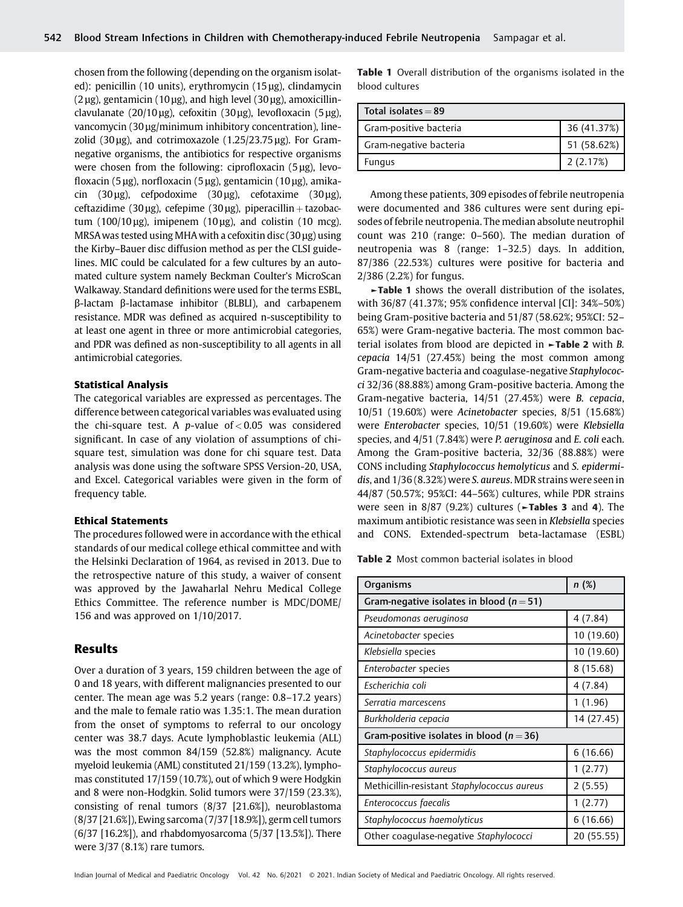chosen from the following (depending on the organism isolated): penicillin (10 units), erythromycin (15 µg), clindamycin (2 µg), gentamicin (10 µg), and high level (30 µg), amoxicillin-clavulanate (20/10 µg), cefoxitin (30 µg), levofloxacin (5 µg), vancomycin (30 µg/minimum inhibitory concentration), linezolid (30 µg), and cotrimoxazole (1.25/23.75 µg). For Gram-negative organisms, the antibiotics for respective organisms were chosen from the following: ciprofloxacin (5 µg), levofloxacin (5 µg), norfloxacin (5 µg), gentamicin (10 µg), amikacin (30 µg), cefpodoxime (30 µg), cefotaxime (30 µg), ceftazidime (30 µg), cefepime (30 µg), piperacillin + tazobactum (100/10 µg), imipenem (10 µg), and colistin (10 mcg). MRSA was tested using MHA with a cefoxitin disc (30 µg) using the Kirby–Bauer disc diffusion method as per the CLSI guidelines. MIC could be calculated for a few cultures by an automated culture system namely Beckman Coulter's MicroScan Walkaway. Standard definitions were used for the terms ESBL, β-lactam β-lactamase inhibitor (BLBLI), and carbapenem resistance. MDR was defined as acquired n-susceptibility to at least one agent in three or more antimicrobial categories, and PDR was defined as non-susceptibility to all agents in all antimicrobial categories.

### Statistical Analysis

The categorical variables are expressed as percentages. The difference between categorical variables was evaluated using the chi-square test. A $p$-value of $< 0.05$ was considered significant. In case of any violation of assumptions of chi-square test, simulation was done for chi square test. Data analysis was done using the software SPSS Version-20, USA, and Excel. Categorical variables were given in the form of frequency table.

### Ethical Statements

The procedures followed were in accordance with the ethical standards of our medical college ethical committee and with the Helsinki Declaration of 1964, as revised in 2013. Due to the retrospective nature of this study, a waiver of consent was approved by the Jawaharlal Nehru Medical College Ethics Committee. The reference number is MDC/DOME/156 and was approved on 1/10/2017.

## Results

Over a duration of 3 years, 159 children between the age of 0 and 18 years, with different malignancies presented to our center. The mean age was 5.2 years (range: 0.8–17.2 years) and the male to female ratio was 1.35:1. The mean duration from the onset of symptoms to referral to our oncology center was 38.7 days. Acute lymphoblastic leukemia (ALL) was the most common 84/159 (52.8%) malignancy. Acute myeloid leukemia (AML) constituted 21/159 (13.2%), lymphomas constituted 17/159 (10.7%), out of which 9 were Hodgkin and 8 were non-Hodgkin. Solid tumors were 37/159 (23.3%), consisting of renal tumors (8/37 [21.6%]), neuroblastoma (8/37 [21.6%]), Ewing sarcoma (7/37 [18.9%]), germ cell tumors (6/37 [16.2%]), and rhabdomyosarcoma (5/37 [13.5%]). There were 3/37 (8.1%) rare tumors.

**Table 1** Overall distribution of the organisms isolated in the blood cultures

| Total isolates = 89 | |
|---|---|
| Gram-positive bacteria | 36 (41.37%) |
| Gram-negative bacteria | 51 (58.62%) |
| Fungus | 2 (2.17%) |

Among these patients, 309 episodes of febrile neutropenia were documented and 386 cultures were sent during episodes of febrile neutropenia. The median absolute neutrophil count was 210 (range: 0–560). The median duration of neutropenia was 8 (range: 1–32.5) days. In addition, 87/386 (22.53%) cultures were positive for bacteria and 2/386 (2.2%) for fungus.

►Table 1 shows the overall distribution of the isolates, with 36/87 (41.37%; 95% confidence interval [CI]: 34%–50%) being Gram-positive bacteria and 51/87 (58.62%; 95%CI: 52–65%) were Gram-negative bacteria. The most common bacterial isolates from blood are depicted in ►Table 2 with *B. cepacia* 14/51 (27.45%) being the most common among Gram-negative bacteria and coagulase-negative *Staphylococci* 32/36 (88.88%) among Gram-positive bacteria. Among the Gram-negative bacteria, 14/51 (27.45%) were *B. cepacia*, 10/51 (19.60%) were *Acinetobacter* species, 8/51 (15.68%) were *Enterobacter* species, 10/51 (19.60%) were *Klebsiella* species, and 4/51 (7.84%) were *P. aeruginosa* and *E. coli* each. Among the Gram-positive bacteria, 32/36 (88.88%) were CONS including *Staphylococcus hemolyticus* and *S. epidermidis*, and 1/36 (8.32%) were *S. aureus*. MDR strains were seen in 44/87 (50.57%; 95%CI: 44–56%) cultures, while PDR strains were seen in 8/87 (9.2%) cultures (►Tables 3 and 4). The maximum antibiotic resistance was seen in *Klebsiella* species and CONS. Extended-spectrum beta-lactamase (ESBL)

**Table 2** Most common bacterial isolates in blood

| Organisms | n (%) |
|---|---|
| **Gram-negative isolates in blood (n = 51)** | |
| *Pseudomonas aeruginosa* | 4 (7.84) |
| *Acinetobacter* species | 10 (19.60) |
| *Klebsiella* species | 10 (19.60) |
| *Enterobacter* species | 8 (15.68) |
| *Escherichia coli* | 4 (7.84) |
| *Serratia marcescens* | 1 (1.96) |
| *Burkholderia cepacia* | 14 (27.45) |
| **Gram-positive isolates in blood (n = 36)** | |
| *Staphylococcus epidermidis* | 6 (16.66) |
| *Staphylococcus aureus* | 1 (2.77) |
| Methicillin-resistant *Staphylococcus aureus* | 2 (5.55) |
| *Enterococcus faecalis* | 1 (2.77) |
| *Staphylococcus haemolyticus* | 6 (16.66) |
| Other coagulase-negative *Staphylococci* | 20 (55.55) |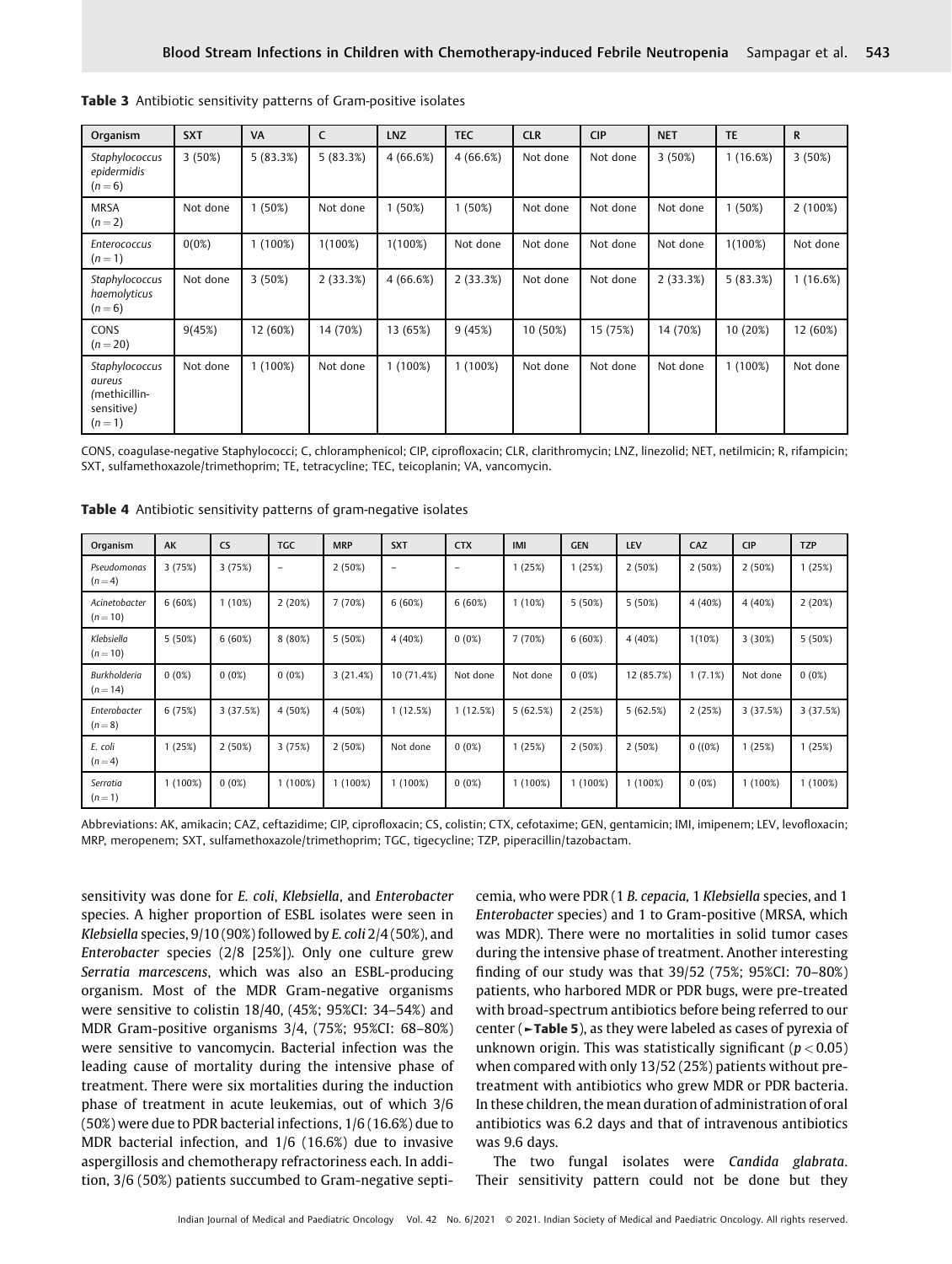**Table 3** Antibiotic sensitivity patterns of Gram-positive isolates

| Organism | SXT | VA | C | LNZ | TEC | CLR | CIP | NET | TE | R |
|---|---|---|---|---|---|---|---|---|---|---|
| *Staphylococcus epidermidis* (n = 6) | 3 (50%) | 5 (83.3%) | 5 (83.3%) | 4 (66.6%) | 4 (66.6%) | Not done | Not done | 3 (50%) | 1 (16.6%) | 3 (50%) |
| MRSA (n = 2) | Not done | 1 (50%) | Not done | 1 (50%) | 1 (50%) | Not done | Not done | Not done | 1 (50%) | 2 (100%) |
| *Enterococcus* (n = 1) | 0(0%) | 1 (100%) | 1(100%) | 1(100%) | Not done | Not done | Not done | Not done | 1(100%) | Not done |
| *Staphylococcus haemolyticus* (n = 6) | Not done | 3 (50%) | 2 (33.3%) | 4 (66.6%) | 2 (33.3%) | Not done | Not done | 2 (33.3%) | 5 (83.3%) | 1 (16.6%) |
| CONS (n = 20) | 9(45%) | 12 (60%) | 14 (70%) | 13 (65%) | 9 (45%) | 10 (50%) | 15 (75%) | 14 (70%) | 10 (20%) | 12 (60%) |
| *Staphylococcus aureus* (methicillin-sensitive) (n = 1) | Not done | 1 (100%) | Not done | 1 (100%) | 1 (100%) | Not done | Not done | Not done | 1 (100%) | Not done |

CONS, coagulase-negative Staphylococci; C, chloramphenicol; CIP, ciprofloxacin; CLR, clarithromycin; LNZ, linezolid; NET, netilmicin; R, rifampicin; SXT, sulfamethoxazole/trimethoprim; TE, tetracycline; TEC, teicoplanin; VA, vancomycin.

**Table 4** Antibiotic sensitivity patterns of gram-negative isolates

| Organism | AK | CS | TGC | MRP | SXT | CTX | IMI | GEN | LEV | CAZ | CIP | TZP |
|---|---|---|---|---|---|---|---|---|---|---|---|---|
| *Pseudomonas* (n = 4) | 3 (75%) | 3 (75%) | – | 2 (50%) | – | – | 1 (25%) | 1 (25%) | 2 (50%) | 2 (50%) | 2 (50%) | 1 (25%) |
| *Acinetobacter* (n = 10) | 6 (60%) | 1 (10%) | 2 (20%) | 7 (70%) | 6 (60%) | 6 (60%) | 1 (10%) | 5 (50%) | 5 (50%) | 4 (40%) | 4 (40%) | 2 (20%) |
| *Klebsiella* (n = 10) | 5 (50%) | 6 (60%) | 8 (80%) | 5 (50%) | 4 (40%) | 0 (0%) | 7 (70%) | 6 (60%) | 4 (40%) | 1(10%) | 3 (30%) | 5 (50%) |
| *Burkholderia* (n = 14) | 0 (0%) | 0 (0%) | 0 (0%) | 3 (21.4%) | 10 (71.4%) | Not done | Not done | 0 (0%) | 12 (85.7%) | 1 (7.1%) | Not done | 0 (0%) |
| *Enterobacter* (n = 8) | 6 (75%) | 3 (37.5%) | 4 (50%) | 4 (50%) | 1 (12.5%) | 1 (12.5%) | 5 (62.5%) | 2 (25%) | 5 (62.5%) | 2 (25%) | 3 (37.5%) | 3 (37.5%) |
| *E. coli* (n = 4) | 1 (25%) | 2 (50%) | 3 (75%) | 2 (50%) | Not done | 0 (0%) | 1 (25%) | 2 (50%) | 2 (50%) | 0 ((0%) | 1 (25%) | 1 (25%) |
| *Serratia* (n = 1) | 1 (100%) | 0 (0%) | 1 (100%) | 1 (100%) | 1 (100%) | 0 (0%) | 1 (100%) | 1 (100%) | 1 (100%) | 0 (0%) | 1 (100%) | 1 (100%) |

Abbreviations: AK, amikacin; CAZ, ceftazidime; CIP, ciprofloxacin; CS, colistin; CTX, cefotaxime; GEN, gentamicin; IMI, imipenem; LEV, levofloxacin; MRP, meropenem; SXT, sulfamethoxazole/trimethoprim; TGC, tigecycline; TZP, piperacillin/tazobactam.

sensitivity was done for *E. coli*, *Klebsiella*, and *Enterobacter* species. A higher proportion of ESBL isolates were seen in *Klebsiella* species, 9/10 (90%) followed by *E. coli* 2/4 (50%), and *Enterobacter* species (2/8 [25%]). Only one culture grew *Serratia marcescens*, which was also an ESBL-producing organism. Most of the MDR Gram-negative organisms were sensitive to colistin 18/40, (45%; 95%CI: 34–54%) and MDR Gram-positive organisms 3/4, (75%; 95%CI: 68–80%) were sensitive to vancomycin. Bacterial infection was the leading cause of mortality during the intensive phase of treatment. There were six mortalities during the induction phase of treatment in acute leukemias, out of which 3/6 (50%) were due to PDR bacterial infections, 1/6 (16.6%) due to MDR bacterial infection, and 1/6 (16.6%) due to invasive aspergillosis and chemotherapy refractoriness each. In addition, 3/6 (50%) patients succumbed to Gram-negative septicemia, who were PDR (1 *B. cepacia*, 1 *Klebsiella* species, and 1 *Enterobacter* species) and 1 to Gram-positive (MRSA, which was MDR). There were no mortalities in solid tumor cases during the intensive phase of treatment. Another interesting finding of our study was that 39/52 (75%; 95%CI: 70–80%) patients, who harbored MDR or PDR bugs, were pre-treated with broad-spectrum antibiotics before being referred to our center (►**Table 5**), as they were labeled as cases of pyrexia of unknown origin. This was statistically significant ($p < 0.05$) when compared with only 13/52 (25%) patients without pre-treatment with antibiotics who grew MDR or PDR bacteria. In these children, the mean duration of administration of oral antibiotics was 6.2 days and that of intravenous antibiotics was 9.6 days.

The two fungal isolates were *Candida glabrata*. Their sensitivity pattern could not be done but they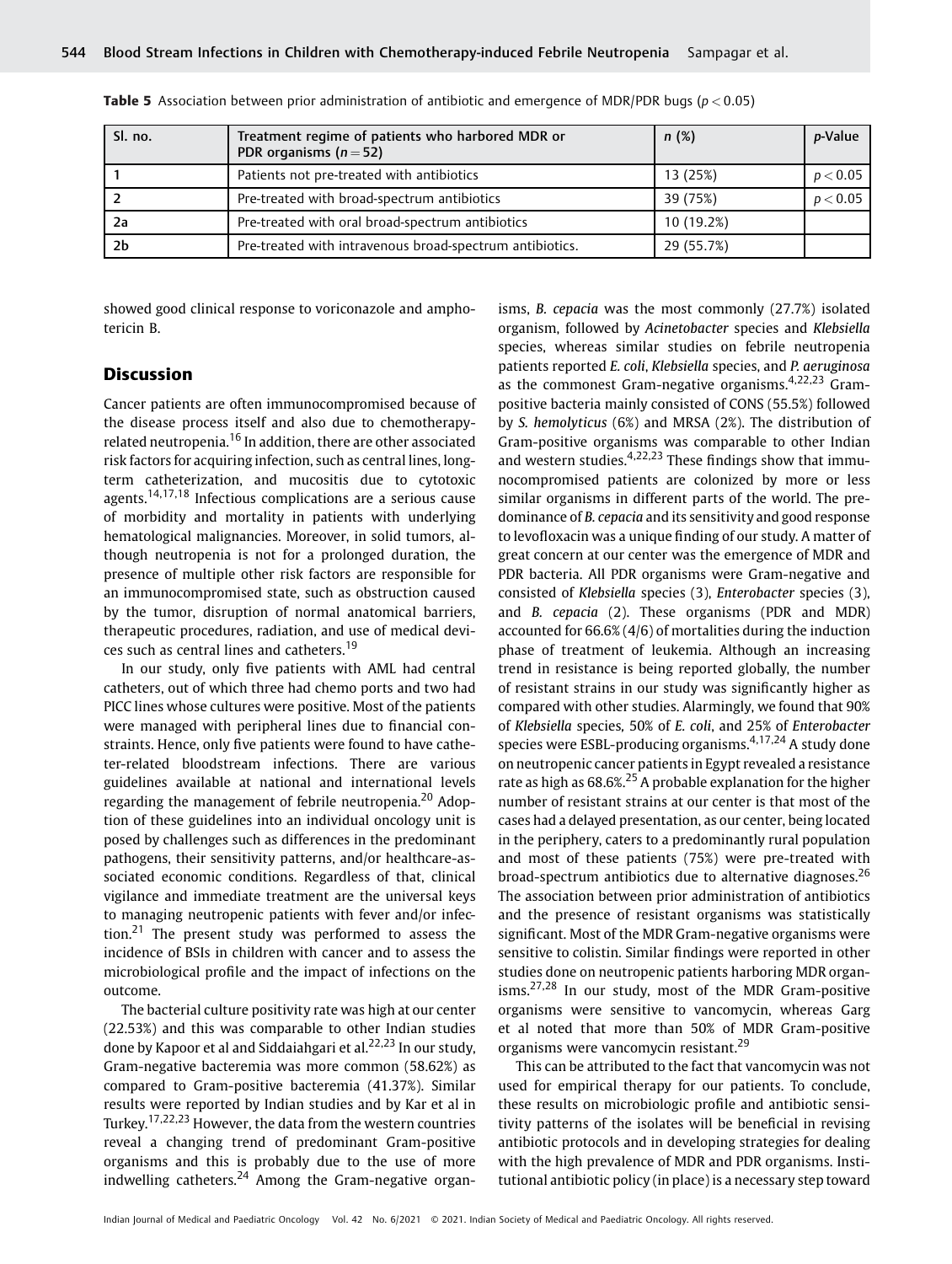**Table 5** Association between prior administration of antibiotic and emergence of MDR/PDR bugs ($p < 0.05$)

| Sl. no. | Treatment regime of patients who harbored MDR or PDR organisms ($n = 52$) | n (%) | p-Value |
|---|---|---|---|
| 1 | Patients not pre-treated with antibiotics | 13 (25%) | $p < 0.05$ |
| 2 | Pre-treated with broad-spectrum antibiotics | 39 (75%) | $p < 0.05$ |
| 2a | Pre-treated with oral broad-spectrum antibiotics | 10 (19.2%) | |
| 2b | Pre-treated with intravenous broad-spectrum antibiotics. | 29 (55.7%) | |

showed good clinical response to voriconazole and amphotericin B.

## Discussion

Cancer patients are often immunocompromised because of the disease process itself and also due to chemotherapy-related neutropenia.[16] In addition, there are other associated risk factors for acquiring infection, such as central lines, long-term catheterization, and mucositis due to cytotoxic agents.[14,17,18] Infectious complications are a serious cause of morbidity and mortality in patients with underlying hematological malignancies. Moreover, in solid tumors, although neutropenia is not for a prolonged duration, the presence of multiple other risk factors are responsible for an immunocompromised state, such as obstruction caused by the tumor, disruption of normal anatomical barriers, therapeutic procedures, radiation, and use of medical devices such as central lines and catheters.[19]

In our study, only five patients with AML had central catheters, out of which three had chemo ports and two had PICC lines whose cultures were positive. Most of the patients were managed with peripheral lines due to financial constraints. Hence, only five patients were found to have catheter-related bloodstream infections. There are various guidelines available at national and international levels regarding the management of febrile neutropenia.[20] Adoption of these guidelines into an individual oncology unit is posed by challenges such as differences in the predominant pathogens, their sensitivity patterns, and/or healthcare-associated economic conditions. Regardless of that, clinical vigilance and immediate treatment are the universal keys to managing neutropenic patients with fever and/or infection.[21] The present study was performed to assess the incidence of BSIs in children with cancer and to assess the microbiological profile and the impact of infections on the outcome.

The bacterial culture positivity rate was high at our center (22.53%) and this was comparable to other Indian studies done by Kapoor et al and Siddaiahgari et al.[22,23] In our study, Gram-negative bacteremia was more common (58.62%) as compared to Gram-positive bacteremia (41.37%). Similar results were reported by Indian studies and by Kar et al in Turkey.[17,22,23] However, the data from the western countries reveal a changing trend of predominant Gram-positive organisms and this is probably due to the use of more indwelling catheters.[24] Among the Gram-negative organisms, *B. cepacia* was the most commonly (27.7%) isolated organism, followed by *Acinetobacter* species and *Klebsiella* species, whereas similar studies on febrile neutropenia patients reported *E. coli*, *Klebsiella* species, and *P. aeruginosa* as the commonest Gram-negative organisms.[4,22,23] Gram-positive bacteria mainly consisted of CONS (55.5%) followed by *S. hemolyticus* (6%) and MRSA (2%). The distribution of Gram-positive organisms was comparable to other Indian and western studies.[4,22,23] These findings show that immunocompromised patients are colonized by more or less similar organisms in different parts of the world. The predominance of *B. cepacia* and its sensitivity and good response to levofloxacin was a unique finding of our study. A matter of great concern at our center was the emergence of MDR and PDR bacteria. All PDR organisms were Gram-negative and consisted of *Klebsiella* species (3), *Enterobacter* species (3), and *B. cepacia* (2). These organisms (PDR and MDR) accounted for 66.6% (4/6) of mortalities during the induction phase of treatment of leukemia. Although an increasing trend in resistance is being reported globally, the number of resistant strains in our study was significantly higher as compared with other studies. Alarmingly, we found that 90% of *Klebsiella* species, 50% of *E. coli*, and 25% of *Enterobacter* species were ESBL-producing organisms.[4,17,24] A study done on neutropenic cancer patients in Egypt revealed a resistance rate as high as 68.6%.[25] A probable explanation for the higher number of resistant strains at our center is that most of the cases had a delayed presentation, as our center, being located in the periphery, caters to a predominantly rural population and most of these patients (75%) were pre-treated with broad-spectrum antibiotics due to alternative diagnoses.[26] The association between prior administration of antibiotics and the presence of resistant organisms was statistically significant. Most of the MDR Gram-negative organisms were sensitive to colistin. Similar findings were reported in other studies done on neutropenic patients harboring MDR organisms.[27,28] In our study, most of the MDR Gram-positive organisms were sensitive to vancomycin, whereas Garg et al noted that more than 50% of MDR Gram-positive organisms were vancomycin resistant.[29]

This can be attributed to the fact that vancomycin was not used for empirical therapy for our patients. To conclude, these results on microbiologic profile and antibiotic sensitivity patterns of the isolates will be beneficial in revising antibiotic protocols and in developing strategies for dealing with the high prevalence of MDR and PDR organisms. Institutional antibiotic policy (in place) is a necessary step toward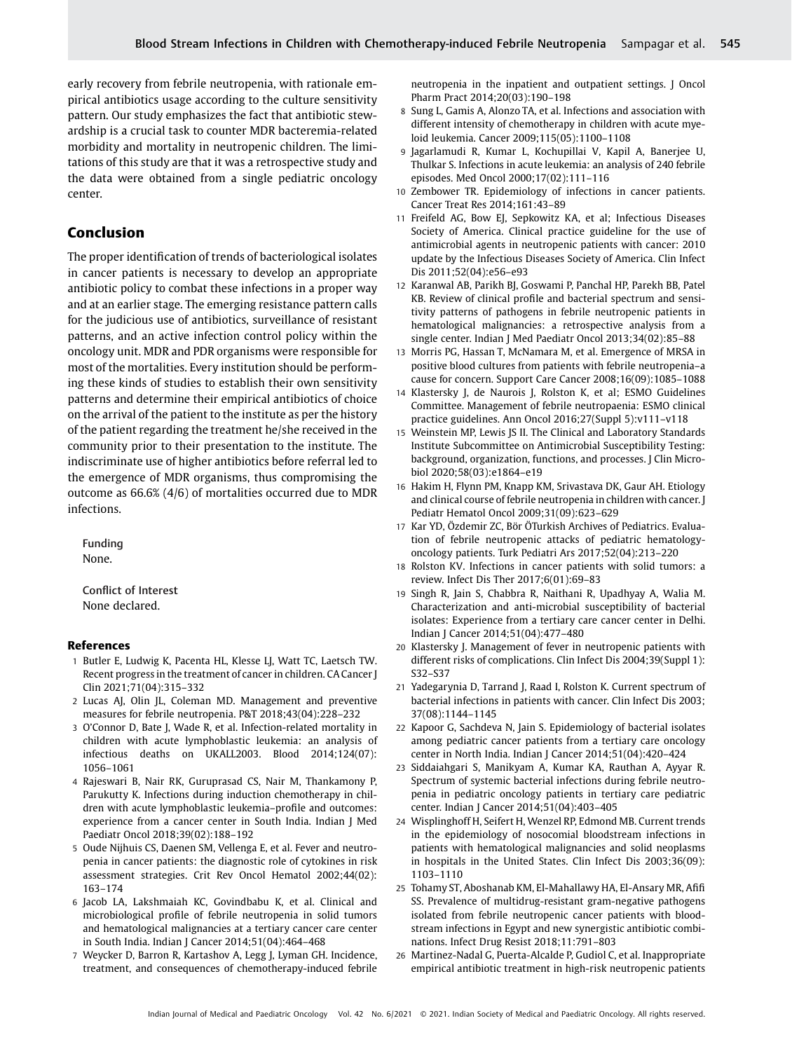early recovery from febrile neutropenia, with rationale empirical antibiotics usage according to the culture sensitivity pattern. Our study emphasizes the fact that antibiotic stewardship is a crucial task to counter MDR bacteremia-related morbidity and mortality in neutropenic children. The limitations of this study are that it was a retrospective study and the data were obtained from a single pediatric oncology center.

## Conclusion

The proper identification of trends of bacteriological isolates in cancer patients is necessary to develop an appropriate antibiotic policy to combat these infections in a proper way and at an earlier stage. The emerging resistance pattern calls for the judicious use of antibiotics, surveillance of resistant patterns, and an active infection control policy within the oncology unit. MDR and PDR organisms were responsible for most of the mortalities. Every institution should be performing these kinds of studies to establish their own sensitivity patterns and determine their empirical antibiotics of choice on the arrival of the patient to the institute as per the history of the patient regarding the treatment he/she received in the community prior to their presentation to the institute. The indiscriminate use of higher antibiotics before referral led to the emergence of MDR organisms, thus compromising the outcome as 66.6% (4/6) of mortalities occurred due to MDR infections.

Funding
None.

Conflict of Interest
None declared.

## References

1. Butler E, Ludwig K, Pacenta HL, Klesse LJ, Watt TC, Laetsch TW. Recent progress in the treatment of cancer in children. CA Cancer J Clin 2021;71(04):315–332
2. Lucas AJ, Olin JL, Coleman MD. Management and preventive measures for febrile neutropenia. P&T 2018;43(04):228–232
3. O'Connor D, Bate J, Wade R, et al. Infection-related mortality in children with acute lymphoblastic leukemia: an analysis of infectious deaths on UKALL2003. Blood 2014;124(07): 1056–1061
4. Rajeswari B, Nair RK, Guruprasad CS, Nair M, Thankamony P, Parukutty K. Infections during induction chemotherapy in children with acute lymphoblastic leukemia–profile and outcomes: experience from a cancer center in South India. Indian J Med Paediatr Oncol 2018;39(02):188–192
5. Oude Nijhuis CS, Daenen SM, Vellenga E, et al. Fever and neutropenia in cancer patients: the diagnostic role of cytokines in risk assessment strategies. Crit Rev Oncol Hematol 2002;44(02): 163–174
6. Jacob LA, Lakshmaiah KC, Govindbabu K, et al. Clinical and microbiological profile of febrile neutropenia in solid tumors and hematological malignancies at a tertiary cancer care center in South India. Indian J Cancer 2014;51(04):464–468
7. Weycker D, Barron R, Kartashov A, Legg J, Lyman GH. Incidence, treatment, and consequences of chemotherapy-induced febrile neutropenia in the inpatient and outpatient settings. J Oncol Pharm Pract 2014;20(03):190–198
8. Sung L, Gamis A, Alonzo TA, et al. Infections and association with different intensity of chemotherapy in children with acute myeloid leukemia. Cancer 2009;115(05):1100–1108
9. Jagarlamudi R, Kumar L, Kochupillai V, Kapil A, Banerjee U, Thulkar S. Infections in acute leukemia: an analysis of 240 febrile episodes. Med Oncol 2000;17(02):111–116
10. Zembower TR. Epidemiology of infections in cancer patients. Cancer Treat Res 2014;161:43–89
11. Freifeld AG, Bow EJ, Sepkowitz KA, et al; Infectious Diseases Society of America. Clinical practice guideline for the use of antimicrobial agents in neutropenic patients with cancer: 2010 update by the Infectious Diseases Society of America. Clin Infect Dis 2011;52(04):e56–e93
12. Karanwal AB, Parikh BJ, Goswami P, Panchal HP, Parekh BB, Patel KB. Review of clinical profile and bacterial spectrum and sensitivity patterns of pathogens in febrile neutropenic patients in hematological malignancies: a retrospective analysis from a single center. Indian J Med Paediatr Oncol 2013;34(02):85–88
13. Morris PG, Hassan T, McNamara M, et al. Emergence of MRSA in positive blood cultures from patients with febrile neutropenia–a cause for concern. Support Care Cancer 2008;16(09):1085–1088
14. Klastersky J, de Naurois J, Rolston K, et al; ESMO Guidelines Committee. Management of febrile neutropaenia: ESMO clinical practice guidelines. Ann Oncol 2016;27(Suppl 5):v111–v118
15. Weinstein MP, Lewis JS II. The Clinical and Laboratory Standards Institute Subcommittee on Antimicrobial Susceptibility Testing: background, organization, functions, and processes. J Clin Microbiol 2020;58(03):e1864–e19
16. Hakim H, Flynn PM, Knapp KM, Srivastava DK, Gaur AH. Etiology and clinical course of febrile neutropenia in children with cancer. J Pediatr Hematol Oncol 2009;31(09):623–629
17. Kar YD, Özdemir ZC, Bör ÖTurkish Archives of Pediatrics. Evaluation of febrile neutropenic attacks of pediatric hematology-oncology patients. Turk Pediatri Ars 2017;52(04):213–220
18. Rolston KV. Infections in cancer patients with solid tumors: a review. Infect Dis Ther 2017;6(01):69–83
19. Singh R, Jain S, Chabbra R, Naithani R, Upadhyay A, Walia M. Characterization and anti-microbial susceptibility of bacterial isolates: Experience from a tertiary care cancer center in Delhi. Indian J Cancer 2014;51(04):477–480
20. Klastersky J. Management of fever in neutropenic patients with different risks of complications. Clin Infect Dis 2004;39(Suppl 1): S32–S37
21. Yadegarynia D, Tarrand J, Raad I, Rolston K. Current spectrum of bacterial infections in patients with cancer. Clin Infect Dis 2003; 37(08):1144–1145
22. Kapoor G, Sachdeva N, Jain S. Epidemiology of bacterial isolates among pediatric cancer patients from a tertiary care oncology center in North India. Indian J Cancer 2014;51(04):420–424
23. Siddaiahgari S, Manikyam A, Kumar KA, Rauthan A, Ayyar R. Spectrum of systemic bacterial infections during febrile neutropenia in pediatric oncology patients in tertiary care pediatric center. Indian J Cancer 2014;51(04):403–405
24. Wisplinghoff H, Seifert H, Wenzel RP, Edmond MB. Current trends in the epidemiology of nosocomial bloodstream infections in patients with hematological malignancies and solid neoplasms in hospitals in the United States. Clin Infect Dis 2003;36(09): 1103–1110
25. Tohamy ST, Aboshanab KM, El-Mahallawy HA, El-Ansary MR, Afifi SS. Prevalence of multidrug-resistant gram-negative pathogens isolated from febrile neutropenic cancer patients with bloodstream infections in Egypt and new synergistic antibiotic combinations. Infect Drug Resist 2018;11:791–803
26. Martinez-Nadal G, Puerta-Alcalde P, Gudiol C, et al. Inappropriate empirical antibiotic treatment in high-risk neutropenic patients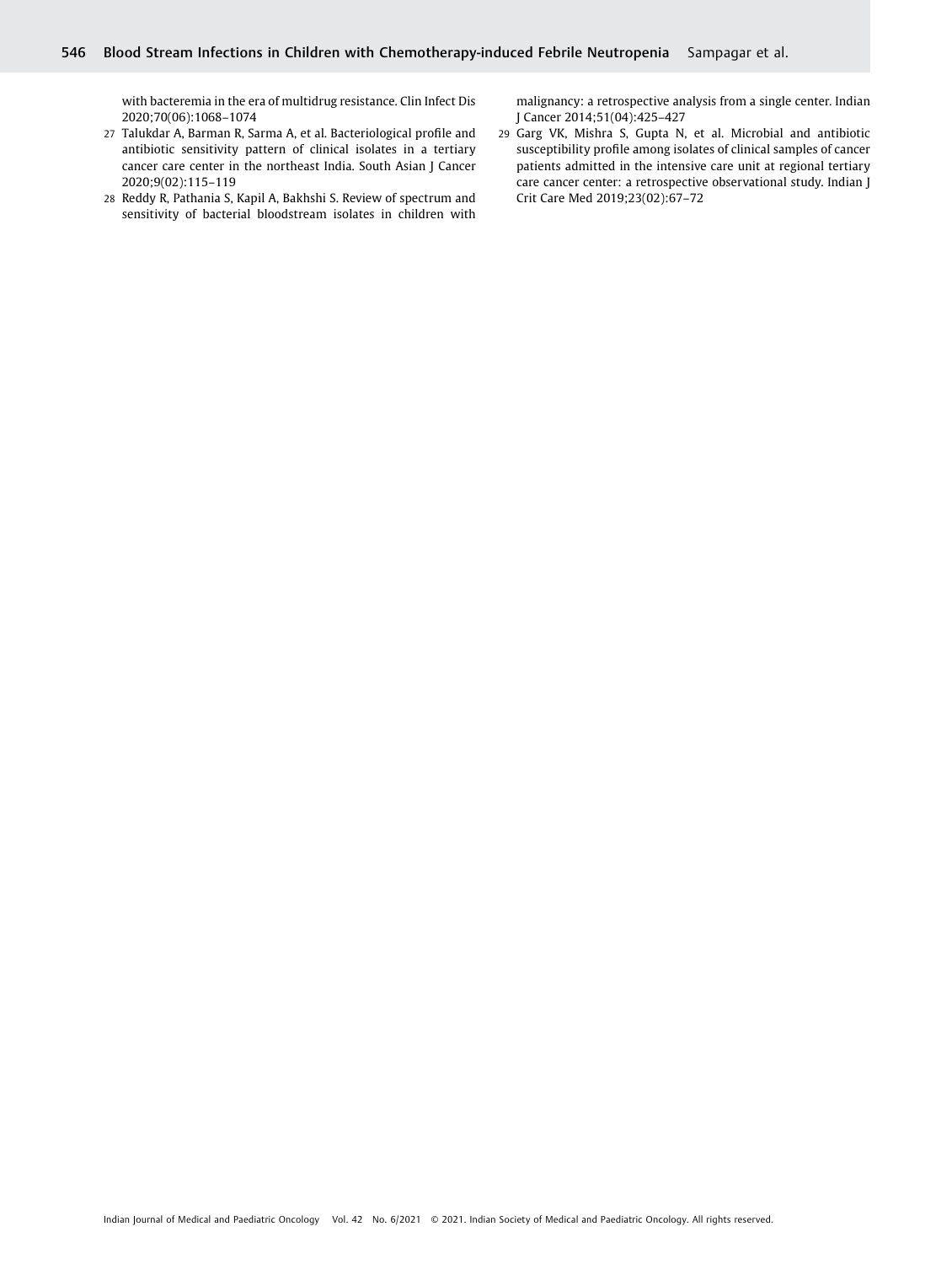with bacteremia in the era of multidrug resistance. Clin Infect Dis 2020;70(06):1068–1074

27 Talukdar A, Barman R, Sarma A, et al. Bacteriological profile and antibiotic sensitivity pattern of clinical isolates in a tertiary cancer care center in the northeast India. South Asian J Cancer 2020;9(02):115–119

28 Reddy R, Pathania S, Kapil A, Bakhshi S. Review of spectrum and sensitivity of bacterial bloodstream isolates in children with malignancy: a retrospective analysis from a single center. Indian J Cancer 2014;51(04):425–427

29 Garg VK, Mishra S, Gupta N, et al. Microbial and antibiotic susceptibility profile among isolates of clinical samples of cancer patients admitted in the intensive care unit at regional tertiary care cancer center: a retrospective observational study. Indian J Crit Care Med 2019;23(02):67–72